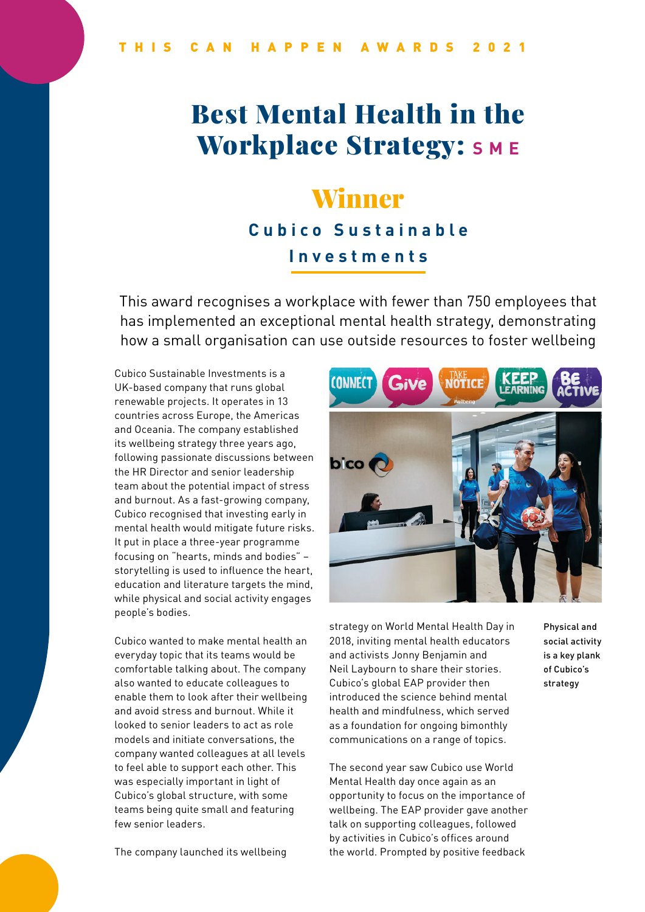THIS CAN HAPPEN AWARDS 2021

# Best Mental Health in the Workplace Strategy: SME

## Winner

### Cubico Sustainable Investments

This award recognises a workplace with fewer than 750 employees that has implemented an exceptional mental health strategy, demonstrating how a small organisation can use outside resources to foster wellbeing

Cubico Sustainable Investments is a UK-based company that runs global renewable projects. It operates in 13 countries across Europe, the Americas and Oceania. The company established its wellbeing strategy three years ago, following passionate discussions between the HR Director and senior leadership team about the potential impact of stress and burnout. As a fast-growing company, Cubico recognised that investing early in mental health would mitigate future risks. It put in place a three-year programme focusing on "hearts, minds and bodies" – storytelling is used to influence the heart, education and literature targets the mind, while physical and social activity engages people's bodies.

Cubico wanted to make mental health an everyday topic that its teams would be comfortable talking about. The company also wanted to educate colleagues to enable them to look after their wellbeing and avoid stress and burnout. While it looked to senior leaders to act as role models and initiate conversations, the company wanted colleagues at all levels to feel able to support each other. This was especially important in light of Cubico's global structure, with some teams being quite small and featuring few senior leaders.

The company launched its wellbeing strategy on World Mental Health Day in 2018, inviting mental health educators and activists Jonny Benjamin and Neil Laybourn to share their stories. Cubico's global EAP provider then introduced the science behind mental health and mindfulness, which served as a foundation for ongoing bimonthly communications on a range of topics.

The second year saw Cubico use World Mental Health day once again as an opportunity to focus on the importance of wellbeing. The EAP provider gave another talk on supporting colleagues, followed by activities in Cubico's offices around the world. Prompted by positive feedback

Physical and social activity is a key plank of Cubico's strategy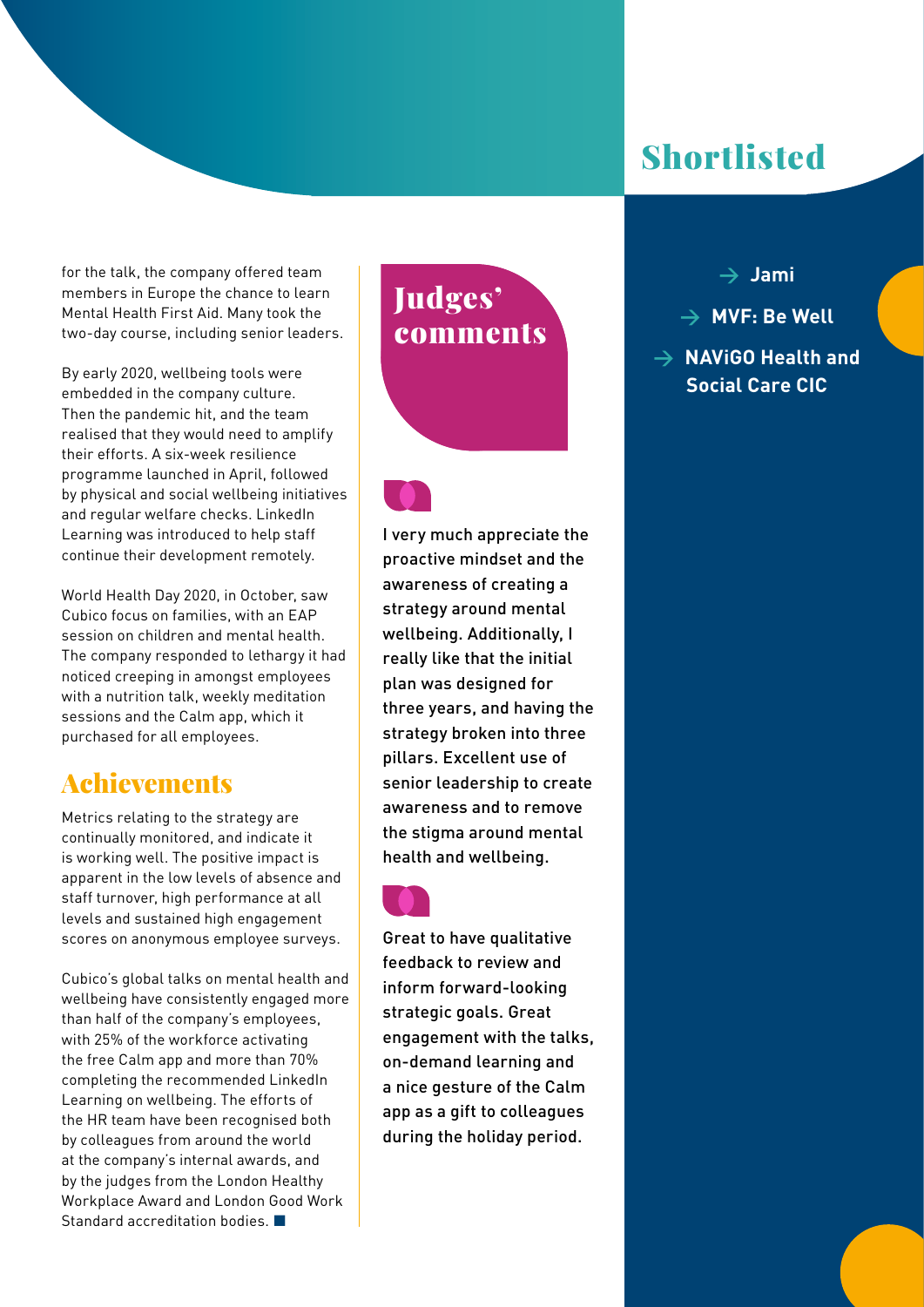for the talk, the company offered team members in Europe the chance to learn Mental Health First Aid. Many took the two-day course, including senior leaders.

By early 2020, wellbeing tools were embedded in the company culture. Then the pandemic hit, and the team realised that they would need to amplify their efforts. A six-week resilience programme launched in April, followed by physical and social wellbeing initiatives and regular welfare checks. LinkedIn Learning was introduced to help staff continue their development remotely.

World Health Day 2020, in October, saw Cubico focus on families, with an EAP session on children and mental health. The company responded to lethargy it had noticed creeping in amongst employees with a nutrition talk, weekly meditation sessions and the Calm app, which it purchased for all employees.

## Achievements

Metrics relating to the strategy are continually monitored, and indicate it is working well. The positive impact is apparent in the low levels of absence and staff turnover, high performance at all levels and sustained high engagement scores on anonymous employee surveys.

Cubico's global talks on mental health and wellbeing have consistently engaged more than half of the company's employees, with 25% of the workforce activating the free Calm app and more than 70% completing the recommended LinkedIn Learning on wellbeing. The efforts of the HR team have been recognised both by colleagues from around the world at the company's internal awards, and by the judges from the London Healthy Workplace Award and London Good Work Standard accreditation bodies. ■

## Judges' comments

I very much appreciate the proactive mindset and the awareness of creating a strategy around mental wellbeing. Additionally, I really like that the initial plan was designed for three years, and having the strategy broken into three pillars. Excellent use of senior leadership to create awareness and to remove the stigma around mental health and wellbeing.

Great to have qualitative feedback to review and inform forward-looking strategic goals. Great engagement with the talks, on-demand learning and a nice gesture of the Calm app as a gift to colleagues during the holiday period.

## Shortlisted

- → **Jami**
- → **MVF: Be Well**
- → **NAViGO Health and Social Care CIC**